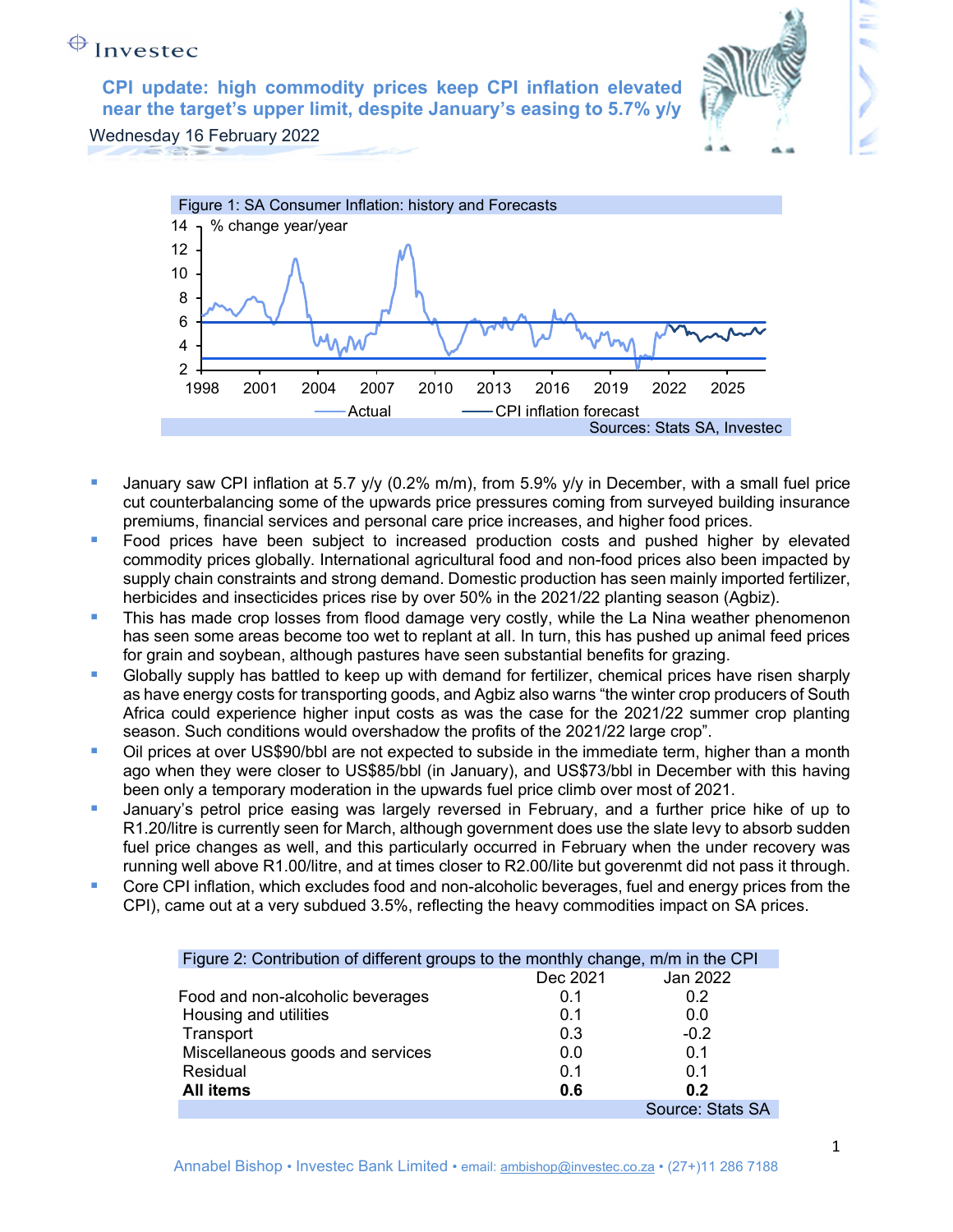Investec

# CPI update: high commodity prices keep CPI inflation elevated near the target's upper limit, despite January's easing to 5.7% y/y

Wednesday 16 February 2022

Figure 1: SA Consumer Inflation: history and Forecasts

Sources: Stats SA, Investec

- January saw CPI inflation at 5.7 y/y (0.2% m/m), from 5.9% y/y in December, with a small fuel price cut counterbalancing some of the upwards price pressures coming from surveyed building insurance premiums, financial services and personal care price increases, and higher food prices.
- Food prices have been subject to increased production costs and pushed higher by elevated commodity prices globally. International agricultural food and non-food prices also been impacted by supply chain constraints and strong demand. Domestic production has seen mainly imported fertilizer, herbicides and insecticides prices rise by over 50% in the 2021/22 planting season (Agbiz).
- This has made crop losses from flood damage very costly, while the La Nina weather phenomenon has seen some areas become too wet to replant at all. In turn, this has pushed up animal feed prices for grain and soybean, although pastures have seen substantial benefits for grazing.
- Globally supply has battled to keep up with demand for fertilizer, chemical prices have risen sharply as have energy costs for transporting goods, and Agbiz also warns "the winter crop producers of South Africa could experience higher input costs as was the case for the 2021/22 summer crop planting season. Such conditions would overshadow the profits of the 2021/22 large crop".
- Oil prices at over US$90/bbl are not expected to subside in the immediate term, higher than a month ago when they were closer to US$85/bbl (in January), and US$73/bbl in December with this having been only a temporary moderation in the upwards fuel price climb over most of 2021.
- January's petrol price easing was largely reversed in February, and a further price hike of up to R1.20/litre is currently seen for March, although government does use the slate levy to absorb sudden fuel price changes as well, and this particularly occurred in February when the under recovery was running well above R1.00/litre, and at times closer to R2.00/lite but goverenmt did not pass it through.
- Core CPI inflation, which excludes food and non-alcoholic beverages, fuel and energy prices from the CPI), came out at a very subdued 3.5%, reflecting the heavy commodities impact on SA prices.

Figure 2: Contribution of different groups to the monthly change, m/m in the CPI

| | Dec 2021 | Jan 2022 |
|---|---|---|
| Food and non-alcoholic beverages | 0.1 | 0.2 |
| Housing and utilities | 0.1 | 0.0 |
| Transport | 0.3 | -0.2 |
| Miscellaneous goods and services | 0.0 | 0.1 |
| Residual | 0.1 | 0.1 |
| **All items** | **0.6** | **0.2** |

Source: Stats SA

Annabel Bishop • Investec Bank Limited • email: ambishop@investec.co.za • (27+)11 286 7188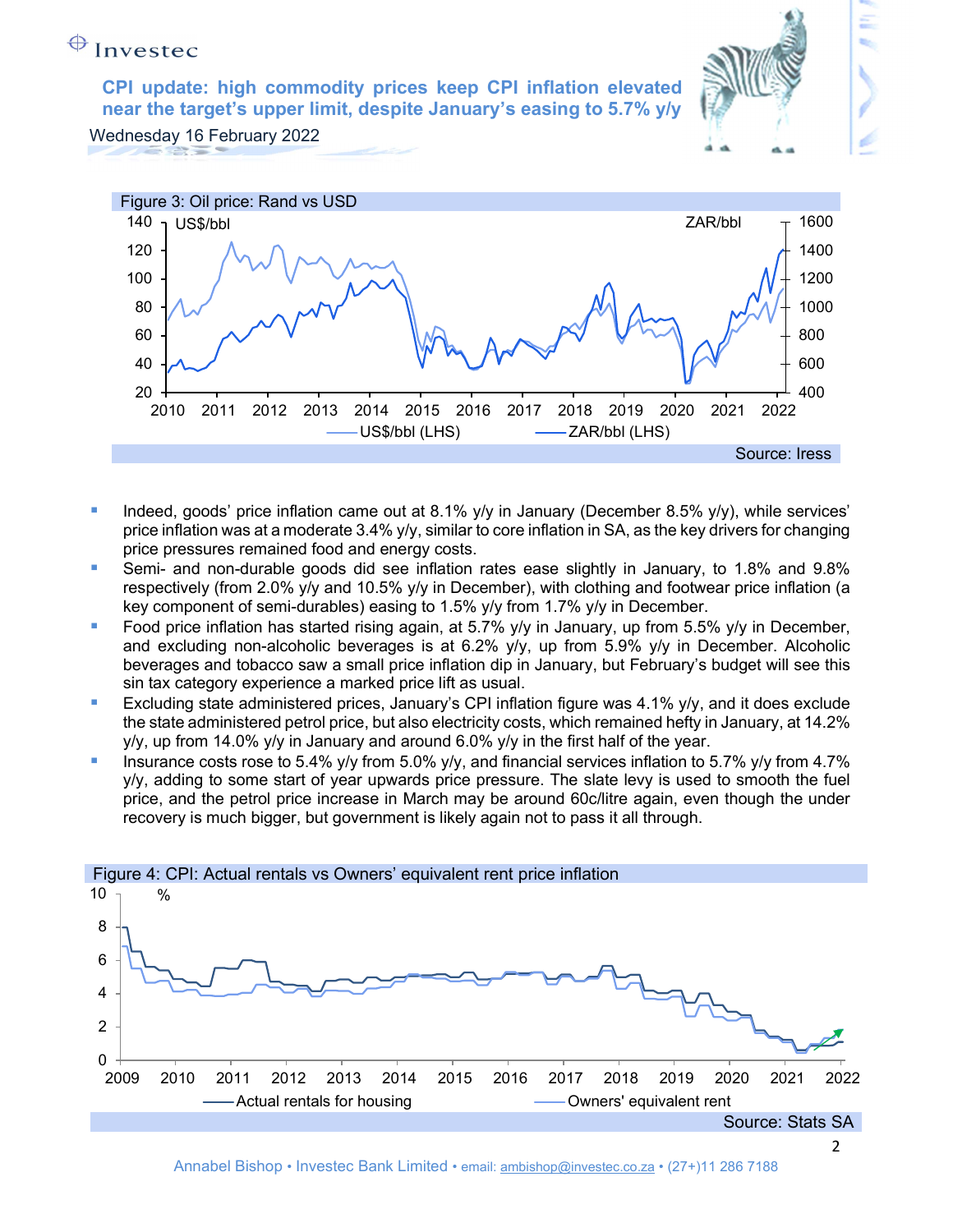CPI update: high commodity prices keep CPI inflation elevated near the target's upper limit, despite January's easing to 5.7% y/y

Wednesday 16 February 2022

Figure 3: Oil price: Rand vs USD

Source: Iress

- Indeed, goods' price inflation came out at 8.1% y/y in January (December 8.5% y/y), while services' price inflation was at a moderate 3.4% y/y, similar to core inflation in SA, as the key drivers for changing price pressures remained food and energy costs.
- Semi- and non-durable goods did see inflation rates ease slightly in January, to 1.8% and 9.8% respectively (from 2.0% y/y and 10.5% y/y in December), with clothing and footwear price inflation (a key component of semi-durables) easing to 1.5% y/y from 1.7% y/y in December.
- Food price inflation has started rising again, at 5.7% y/y in January, up from 5.5% y/y in December, and excluding non-alcoholic beverages is at 6.2% y/y, up from 5.9% y/y in December. Alcoholic beverages and tobacco saw a small price inflation dip in January, but February's budget will see this sin tax category experience a marked price lift as usual.
- Excluding state administered prices, January's CPI inflation figure was 4.1% y/y, and it does exclude the state administered petrol price, but also electricity costs, which remained hefty in January, at 14.2% y/y, up from 14.0% y/y in January and around 6.0% y/y in the first half of the year.
- Insurance costs rose to 5.4% y/y from 5.0% y/y, and financial services inflation to 5.7% y/y from 4.7% y/y, adding to some start of year upwards price pressure. The slate levy is used to smooth the fuel price, and the petrol price increase in March may be around 60c/litre again, even though the under recovery is much bigger, but government is likely again not to pass it all through.

Figure 4: CPI: Actual rentals vs Owners' equivalent rent price inflation

Source: Stats SA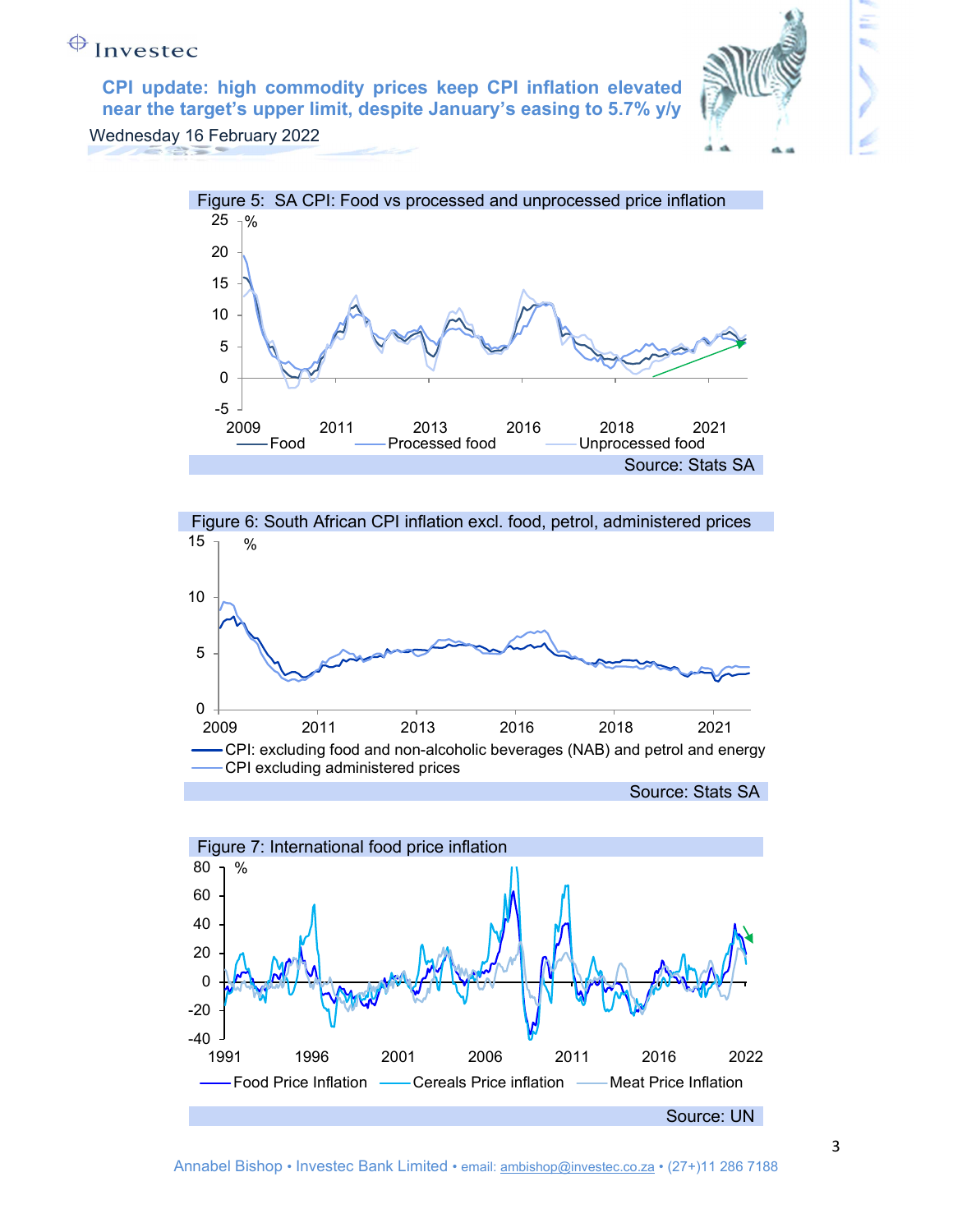Figure 5: SA CPI: Food vs processed and unprocessed price inflation

Source: Stats SA

Figure 6: South African CPI inflation excl. food, petrol, administered prices

Source: Stats SA

Figure 7: International food price inflation

Source: UN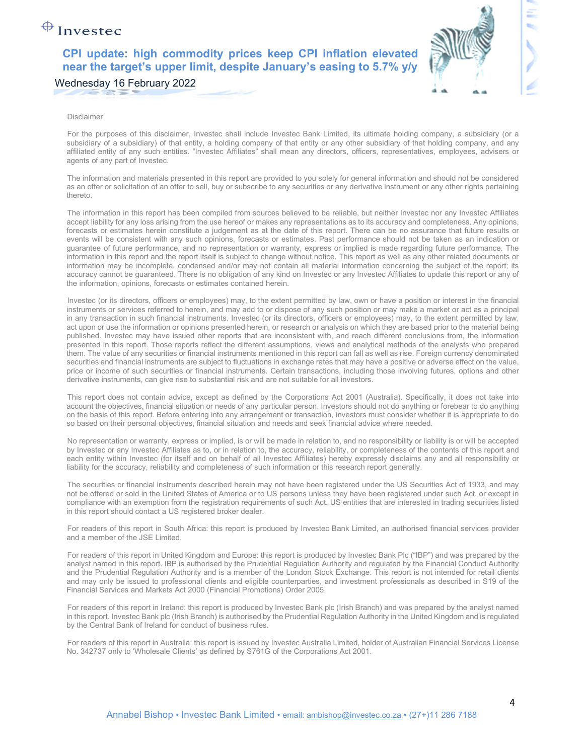Disclaimer

For the purposes of this disclaimer, Investec shall include Investec Bank Limited, its ultimate holding company, a subsidiary (or a subsidiary of a subsidiary) of that entity, a holding company of that entity or any other subsidiary of that holding company, and any affiliated entity of any such entities. "Investec Affiliates" shall mean any directors, officers, representatives, employees, advisers or agents of any part of Investec.

The information and materials presented in this report are provided to you solely for general information and should not be considered as an offer or solicitation of an offer to sell, buy or subscribe to any securities or any derivative instrument or any other rights pertaining thereto.

The information in this report has been compiled from sources believed to be reliable, but neither Investec nor any Investec Affiliates accept liability for any loss arising from the use hereof or makes any representations as to its accuracy and completeness. Any opinions, forecasts or estimates herein constitute a judgement as at the date of this report. There can be no assurance that future results or events will be consistent with any such opinions, forecasts or estimates. Past performance should not be taken as an indication or guarantee of future performance, and no representation or warranty, express or implied is made regarding future performance. The information in this report and the report itself is subject to change without notice. This report as well as any other related documents or information may be incomplete, condensed and/or may not contain all material information concerning the subject of the report; its accuracy cannot be guaranteed. There is no obligation of any kind on Investec or any Investec Affiliates to update this report or any of the information, opinions, forecasts or estimates contained herein.

Investec (or its directors, officers or employees) may, to the extent permitted by law, own or have a position or interest in the financial instruments or services referred to herein, and may add to or dispose of any such position or may make a market or act as a principal in any transaction in such financial instruments. Investec (or its directors, officers or employees) may, to the extent permitted by law, act upon or use the information or opinions presented herein, or research or analysis on which they are based prior to the material being published. Investec may have issued other reports that are inconsistent with, and reach different conclusions from, the information presented in this report. Those reports reflect the different assumptions, views and analytical methods of the analysts who prepared them. The value of any securities or financial instruments mentioned in this report can fall as well as rise. Foreign currency denominated securities and financial instruments are subject to fluctuations in exchange rates that may have a positive or adverse effect on the value, price or income of such securities or financial instruments. Certain transactions, including those involving futures, options and other derivative instruments, can give rise to substantial risk and are not suitable for all investors.

This report does not contain advice, except as defined by the Corporations Act 2001 (Australia). Specifically, it does not take into account the objectives, financial situation or needs of any particular person. Investors should not do anything or forebear to do anything on the basis of this report. Before entering into any arrangement or transaction, investors must consider whether it is appropriate to do so based on their personal objectives, financial situation and needs and seek financial advice where needed.

No representation or warranty, express or implied, is or will be made in relation to, and no responsibility or liability is or will be accepted by Investec or any Investec Affiliates as to, or in relation to, the accuracy, reliability, or completeness of the contents of this report and each entity within Investec (for itself and on behalf of all Investec Affiliates) hereby expressly disclaims any and all responsibility or liability for the accuracy, reliability and completeness of such information or this research report generally.

The securities or financial instruments described herein may not have been registered under the US Securities Act of 1933, and may not be offered or sold in the United States of America or to US persons unless they have been registered under such Act, or except in compliance with an exemption from the registration requirements of such Act. US entities that are interested in trading securities listed in this report should contact a US registered broker dealer.

For readers of this report in South Africa: this report is produced by Investec Bank Limited, an authorised financial services provider and a member of the JSE Limited.

For readers of this report in United Kingdom and Europe: this report is produced by Investec Bank Plc ("IBP") and was prepared by the analyst named in this report. IBP is authorised by the Prudential Regulation Authority and regulated by the Financial Conduct Authority and the Prudential Regulation Authority and is a member of the London Stock Exchange. This report is not intended for retail clients and may only be issued to professional clients and eligible counterparties, and investment professionals as described in S19 of the Financial Services and Markets Act 2000 (Financial Promotions) Order 2005.

For readers of this report in Ireland: this report is produced by Investec Bank plc (Irish Branch) and was prepared by the analyst named in this report. Investec Bank plc (Irish Branch) is authorised by the Prudential Regulation Authority in the United Kingdom and is regulated by the Central Bank of Ireland for conduct of business rules.

For readers of this report in Australia: this report is issued by Investec Australia Limited, holder of Australian Financial Services License No. 342737 only to 'Wholesale Clients' as defined by S761G of the Corporations Act 2001.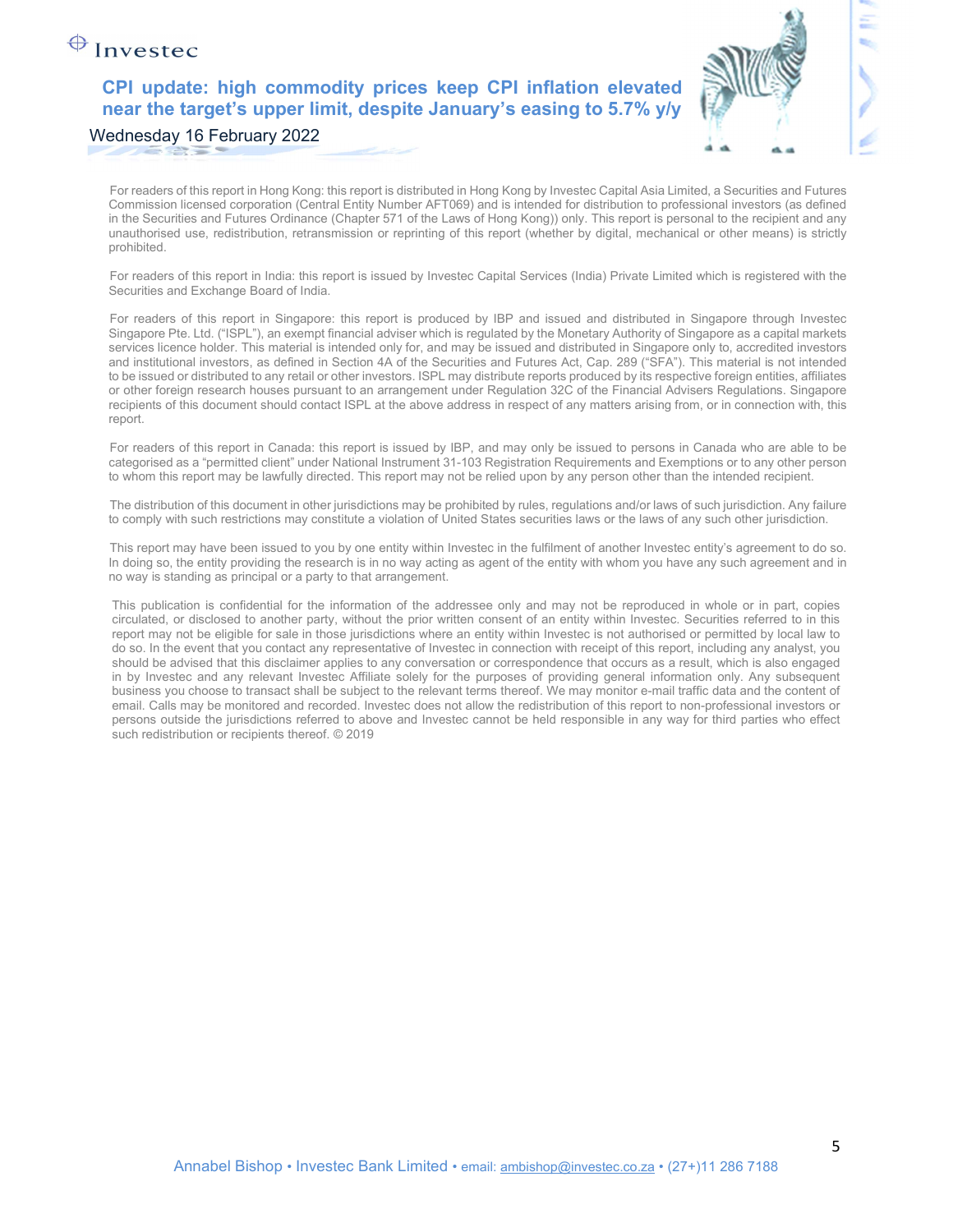For readers of this report in Hong Kong: this report is distributed in Hong Kong by Investec Capital Asia Limited, a Securities and Futures Commission licensed corporation (Central Entity Number AFT069) and is intended for distribution to professional investors (as defined in the Securities and Futures Ordinance (Chapter 571 of the Laws of Hong Kong)) only. This report is personal to the recipient and any unauthorised use, redistribution, retransmission or reprinting of this report (whether by digital, mechanical or other means) is strictly prohibited.

For readers of this report in India: this report is issued by Investec Capital Services (India) Private Limited which is registered with the Securities and Exchange Board of India.

For readers of this report in Singapore: this report is produced by IBP and issued and distributed in Singapore through Investec Singapore Pte. Ltd. ("ISPL"), an exempt financial adviser which is regulated by the Monetary Authority of Singapore as a capital markets services licence holder. This material is intended only for, and may be issued and distributed in Singapore only to, accredited investors and institutional investors, as defined in Section 4A of the Securities and Futures Act, Cap. 289 ("SFA"). This material is not intended to be issued or distributed to any retail or other investors. ISPL may distribute reports produced by its respective foreign entities, affiliates or other foreign research houses pursuant to an arrangement under Regulation 32C of the Financial Advisers Regulations. Singapore recipients of this document should contact ISPL at the above address in respect of any matters arising from, or in connection with, this report.

For readers of this report in Canada: this report is issued by IBP, and may only be issued to persons in Canada who are able to be categorised as a "permitted client" under National Instrument 31-103 Registration Requirements and Exemptions or to any other person to whom this report may be lawfully directed. This report may not be relied upon by any person other than the intended recipient.

The distribution of this document in other jurisdictions may be prohibited by rules, regulations and/or laws of such jurisdiction. Any failure to comply with such restrictions may constitute a violation of United States securities laws or the laws of any such other jurisdiction.

This report may have been issued to you by one entity within Investec in the fulfilment of another Investec entity's agreement to do so. In doing so, the entity providing the research is in no way acting as agent of the entity with whom you have any such agreement and in no way is standing as principal or a party to that arrangement.

This publication is confidential for the information of the addressee only and may not be reproduced in whole or in part, copies circulated, or disclosed to another party, without the prior written consent of an entity within Investec. Securities referred to in this report may not be eligible for sale in those jurisdictions where an entity within Investec is not authorised or permitted by local law to do so. In the event that you contact any representative of Investec in connection with receipt of this report, including any analyst, you should be advised that this disclaimer applies to any conversation or correspondence that occurs as a result, which is also engaged in by Investec and any relevant Investec Affiliate solely for the purposes of providing general information only. Any subsequent business you choose to transact shall be subject to the relevant terms thereof. We may monitor e-mail traffic data and the content of email. Calls may be monitored and recorded. Investec does not allow the redistribution of this report to non-professional investors or persons outside the jurisdictions referred to above and Investec cannot be held responsible in any way for third parties who effect such redistribution or recipients thereof. © 2019